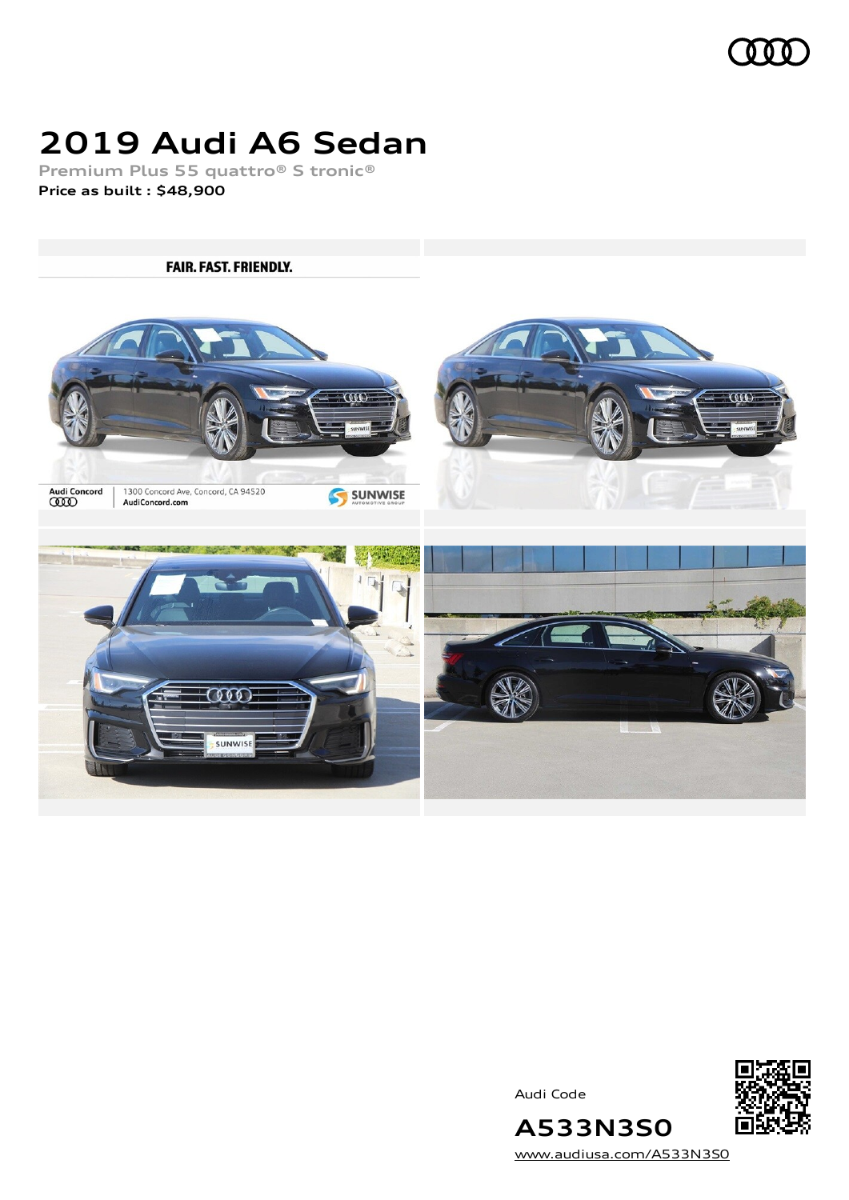# 2019 Audi A6 Sedan

**Premium Plus 55 quattro® S tronic®**

**Price as built : $48,900**

Audi Code

**A533N3S0**

www.audiusa.com/A533N3S0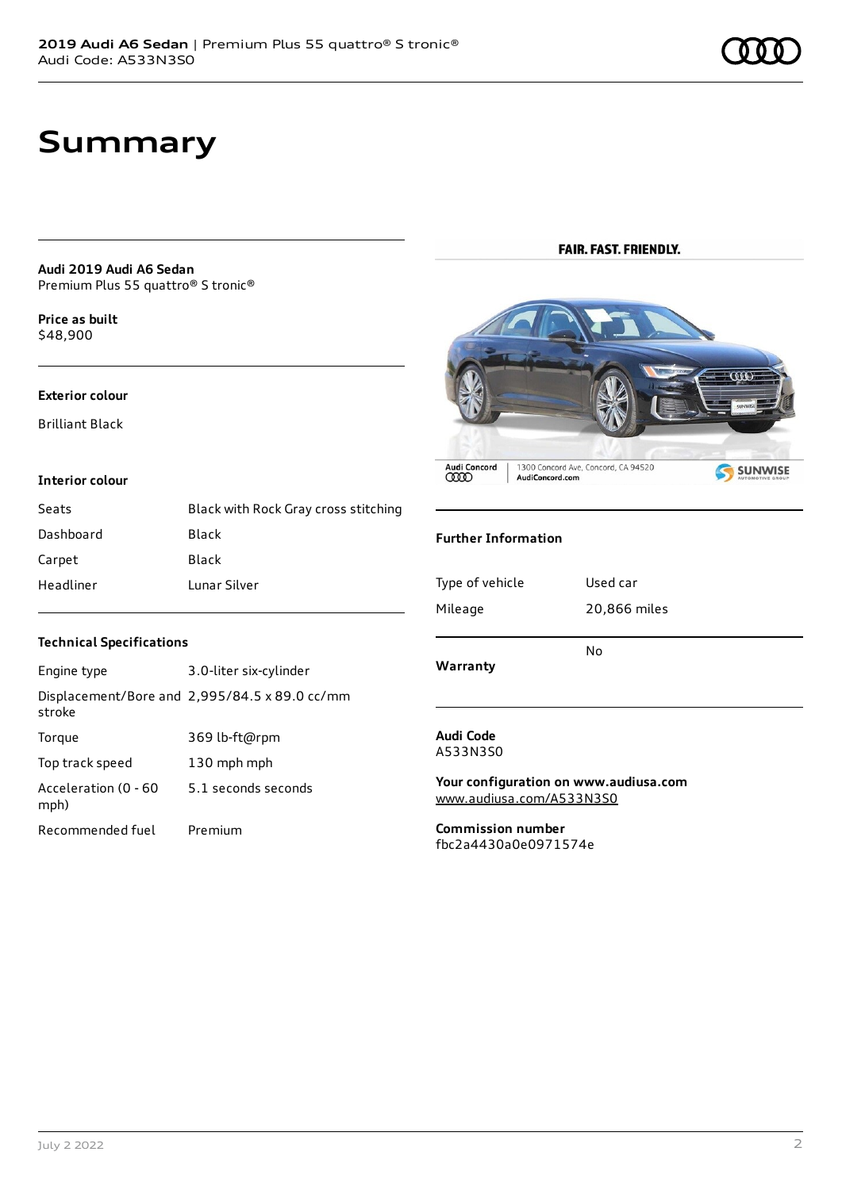# Summary

**Audi 2019 Audi A6 Sedan**
Premium Plus 55 quattro® S tronic®

**Price as built**
$48,900

### Exterior colour

Brilliant Black

### Interior colour

| | |
|---|---|
| Seats | Black with Rock Gray cross stitching |
| Dashboard | Black |
| Carpet | Black |
| Headliner | Lunar Silver |

### Technical Specifications

| | |
|---|---|
| Engine type | 3.0-liter six-cylinder |
| Displacement/Bore and stroke | 2,995/84.5 x 89.0 cc/mm |
| Torque | 369 lb-ft@rpm |
| Top track speed | 130 mph mph |
| Acceleration (0 - 60 mph) | 5.1 seconds seconds |
| Recommended fuel | Premium |

FAIR. FAST. FRIENDLY.

Audi Concord | 1300 Concord Ave, Concord, CA 94520 AudiConcord.com | SUNWISE AUTOMOTIVE GROUP

### Further Information

| | |
|---|---|
| Type of vehicle | Used car |
| Mileage | 20,866 miles |
| Warranty | No |

**Audi Code**
A533N3S0

**Your configuration on www.audiusa.com**
www.audiusa.com/A533N3S0

**Commission number**
fbc2a4430a0e0971574e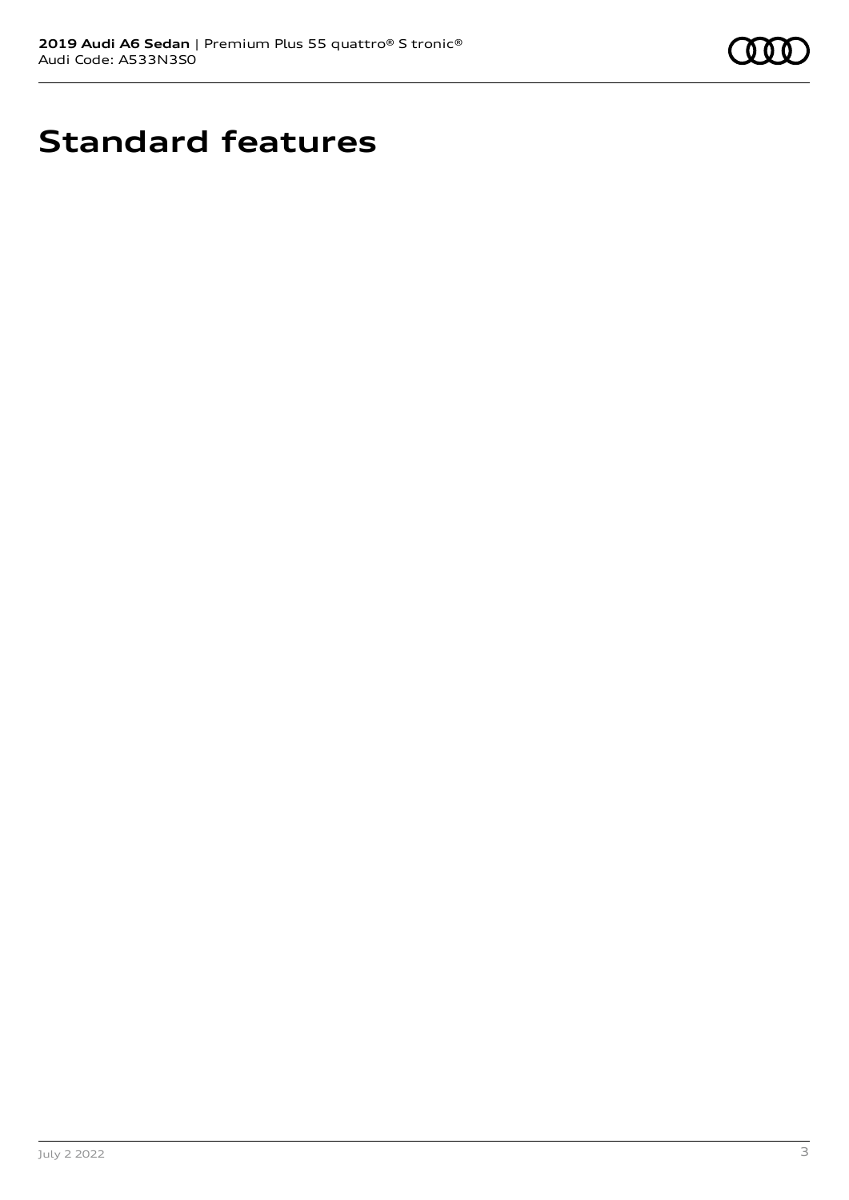# Standard features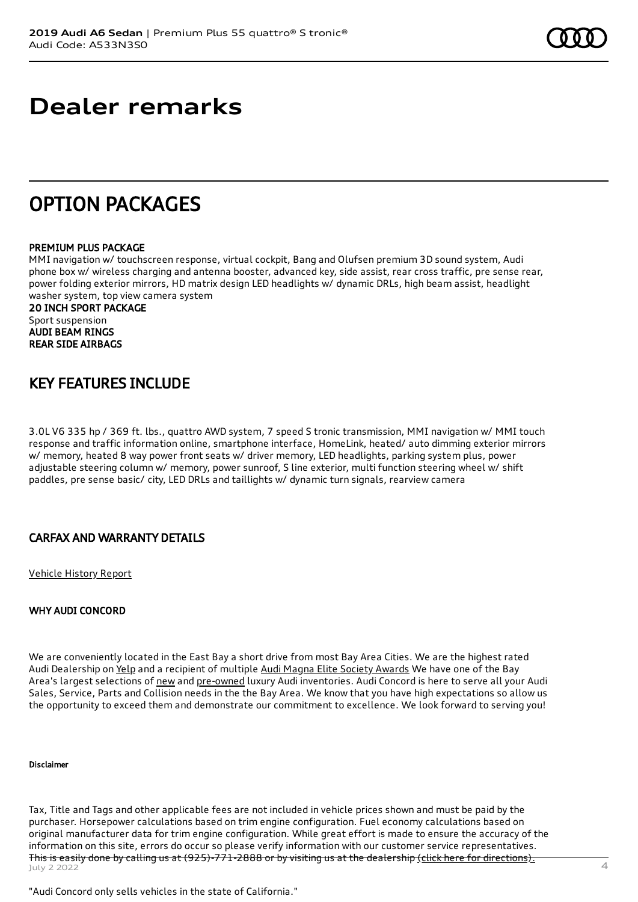# Dealer remarks

## OPTION PACKAGES

PREMIUM PLUS PACKAGE
MMI navigation w/ touchscreen response, virtual cockpit, Bang and Olufsen premium 3D sound system, Audi phone box w/ wireless charging and antenna booster, advanced key, side assist, rear cross traffic, pre sense rear, power folding exterior mirrors, HD matrix design LED headlights w/ dynamic DRLs, high beam assist, headlight washer system, top view camera system
20 INCH SPORT PACKAGE
Sport suspension
AUDI BEAM RINGS
REAR SIDE AIRBAGS

## KEY FEATURES INCLUDE

3.0L V6 335 hp / 369 ft. lbs., quattro AWD system, 7 speed S tronic transmission, MMI navigation w/ MMI touch response and traffic information online, smartphone interface, HomeLink, heated/ auto dimming exterior mirrors w/ memory, heated 8 way power front seats w/ driver memory, LED headlights, parking system plus, power adjustable steering column w/ memory, power sunroof, S line exterior, multi function steering wheel w/ shift paddles, pre sense basic/ city, LED DRLs and taillights w/ dynamic turn signals, rearview camera

### CARFAX AND WARRANTY DETAILS

Vehicle History Report

#### WHY AUDI CONCORD

We are conveniently located in the East Bay a short drive from most Bay Area Cities. We are the highest rated Audi Dealership on Yelp and a recipient of multiple Audi Magna Elite Society Awards We have one of the Bay Area's largest selections of new and pre-owned luxury Audi inventories. Audi Concord is here to serve all your Audi Sales, Service, Parts and Collision needs in the the Bay Area. We know that you have high expectations so allow us the opportunity to exceed them and demonstrate our commitment to excellence. We look forward to serving you!

##### Disclaimer

Tax, Title and Tags and other applicable fees are not included in vehicle prices shown and must be paid by the purchaser. Horsepower calculations based on trim engine configuration. Fuel economy calculations based on original manufacturer data for trim engine configuration. While great effort is made to ensure the accuracy of the information on this site, errors do occur so please verify information with our customer service representatives. This is easily done by calling us at (925)-771-2888 or by visiting us at the dealership (click here for directions).

"Audi Concord only sells vehicles in the state of California."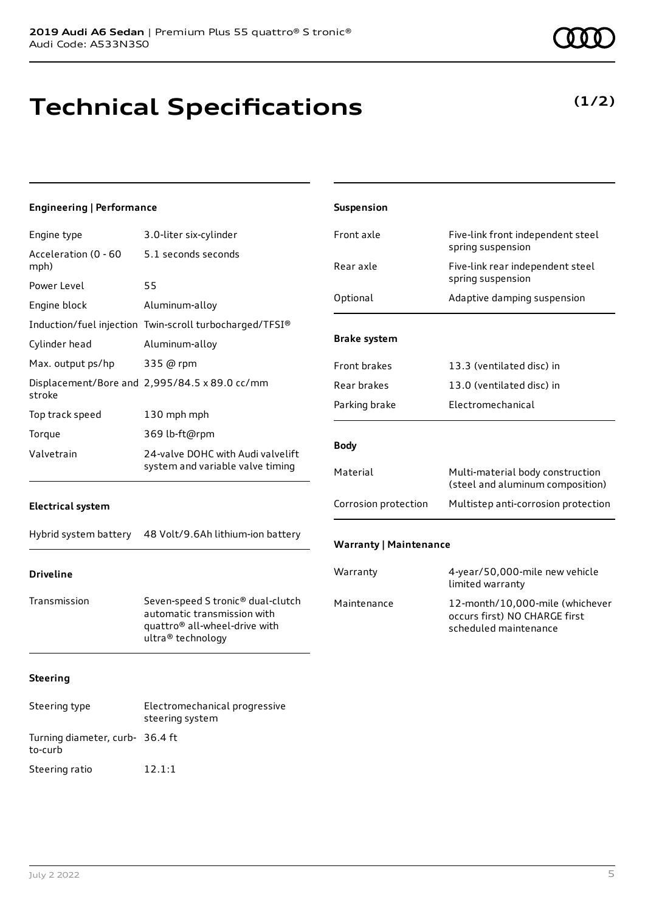**2019 Audi A6 Sedan** | Premium Plus 55 quattro® S tronic®
Audi Code: A533N3S0

# Technical Specifications

**(1/2)**

### Engineering | Performance

| | |
|---|---|
| Engine type | 3.0-liter six-cylinder |
| Acceleration (0 - 60 mph) | 5.1 seconds seconds |
| Power Level | 55 |
| Engine block | Aluminum-alloy |
| Induction/fuel injection | Twin-scroll turbocharged/TFSI® |
| Cylinder head | Aluminum-alloy |
| Max. output ps/hp | 335 @ rpm |
| Displacement/Bore and stroke | 2,995/84.5 x 89.0 cc/mm |
| Top track speed | 130 mph mph |
| Torque | 369 lb-ft@rpm |
| Valvetrain | 24-valve DOHC with Audi valvelift system and variable valve timing |

### Electrical system

| | |
|---|---|
| Hybrid system battery | 48 Volt/9.6Ah lithium-ion battery |

### Driveline

| | |
|---|---|
| Transmission | Seven-speed S tronic® dual-clutch automatic transmission with quattro® all-wheel-drive with ultra® technology |

### Steering

| | |
|---|---|
| Steering type | Electromechanical progressive steering system |
| Turning diameter, curb-to-curb | 36.4 ft |
| Steering ratio | 12.1:1 |

### Suspension

| | |
|---|---|
| Front axle | Five-link front independent steel spring suspension |
| Rear axle | Five-link rear independent steel spring suspension |
| Optional | Adaptive damping suspension |

### Brake system

| | |
|---|---|
| Front brakes | 13.3 (ventilated disc) in |
| Rear brakes | 13.0 (ventilated disc) in |
| Parking brake | Electromechanical |

### Body

| | |
|---|---|
| Material | Multi-material body construction (steel and aluminum composition) |
| Corrosion protection | Multistep anti-corrosion protection |

### Warranty | Maintenance

| | |
|---|---|
| Warranty | 4-year/50,000-mile new vehicle limited warranty |
| Maintenance | 12-month/10,000-mile (whichever occurs first) NO CHARGE first scheduled maintenance |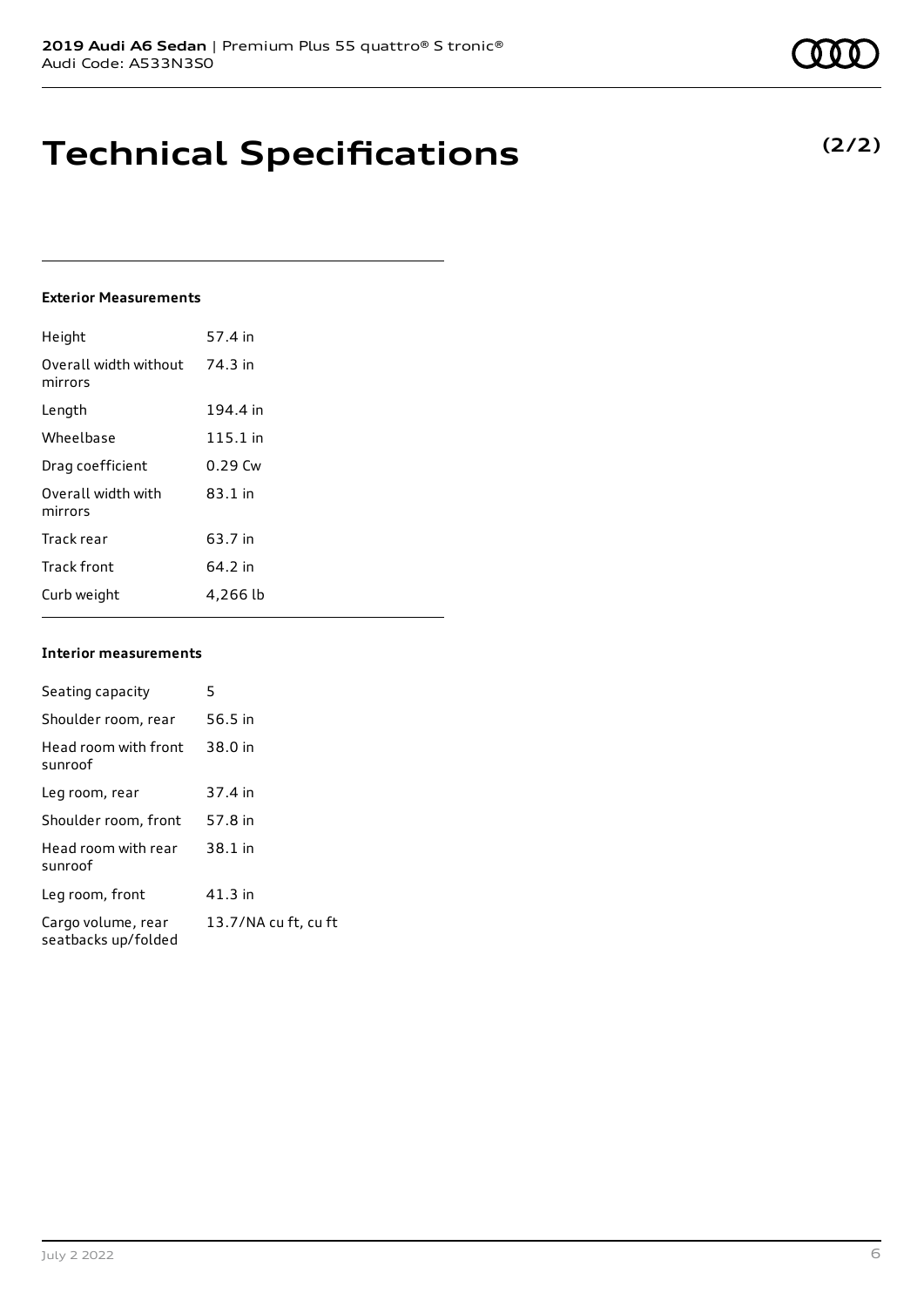# Technical Specifications

**(2/2)**

#### Exterior Measurements

| | |
|---|---|
| Height | 57.4 in |
| Overall width without mirrors | 74.3 in |
| Length | 194.4 in |
| Wheelbase | 115.1 in |
| Drag coefficient | 0.29 Cw |
| Overall width with mirrors | 83.1 in |
| Track rear | 63.7 in |
| Track front | 64.2 in |
| Curb weight | 4,266 lb |

#### Interior measurements

| | |
|---|---|
| Seating capacity | 5 |
| Shoulder room, rear | 56.5 in |
| Head room with front sunroof | 38.0 in |
| Leg room, rear | 37.4 in |
| Shoulder room, front | 57.8 in |
| Head room with rear sunroof | 38.1 in |
| Leg room, front | 41.3 in |
| Cargo volume, rear seatbacks up/folded | 13.7/NA cu ft, cu ft |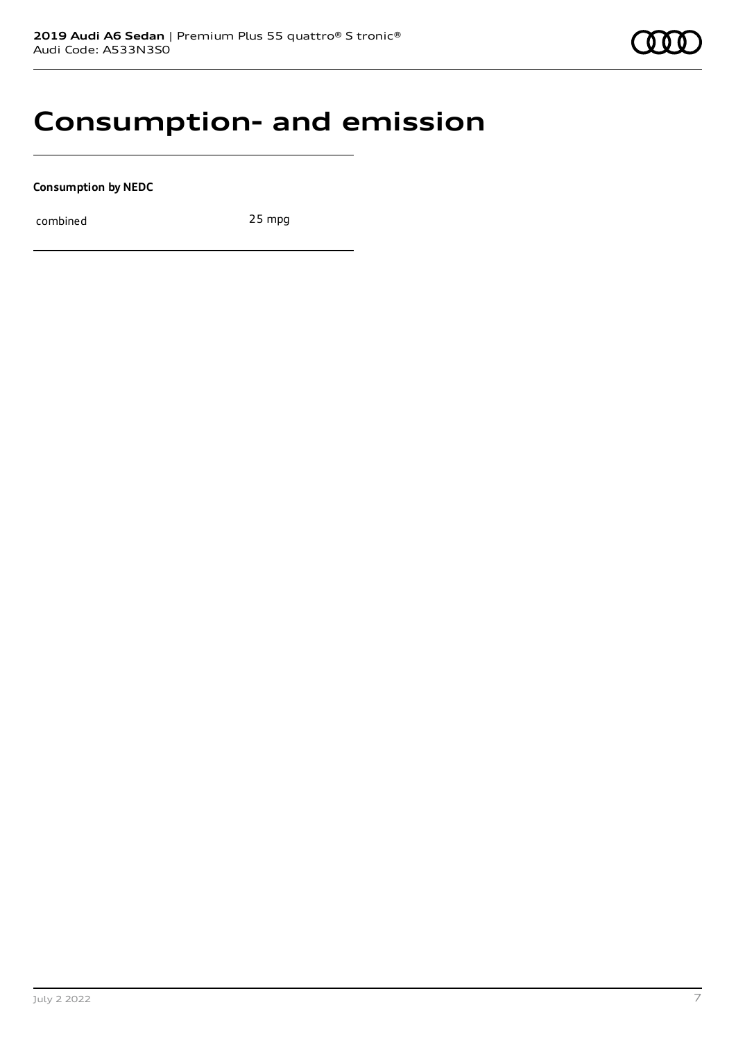# Consumption- and emission

**Consumption by NEDC**

| combined | 25 mpg |
| --- | --- |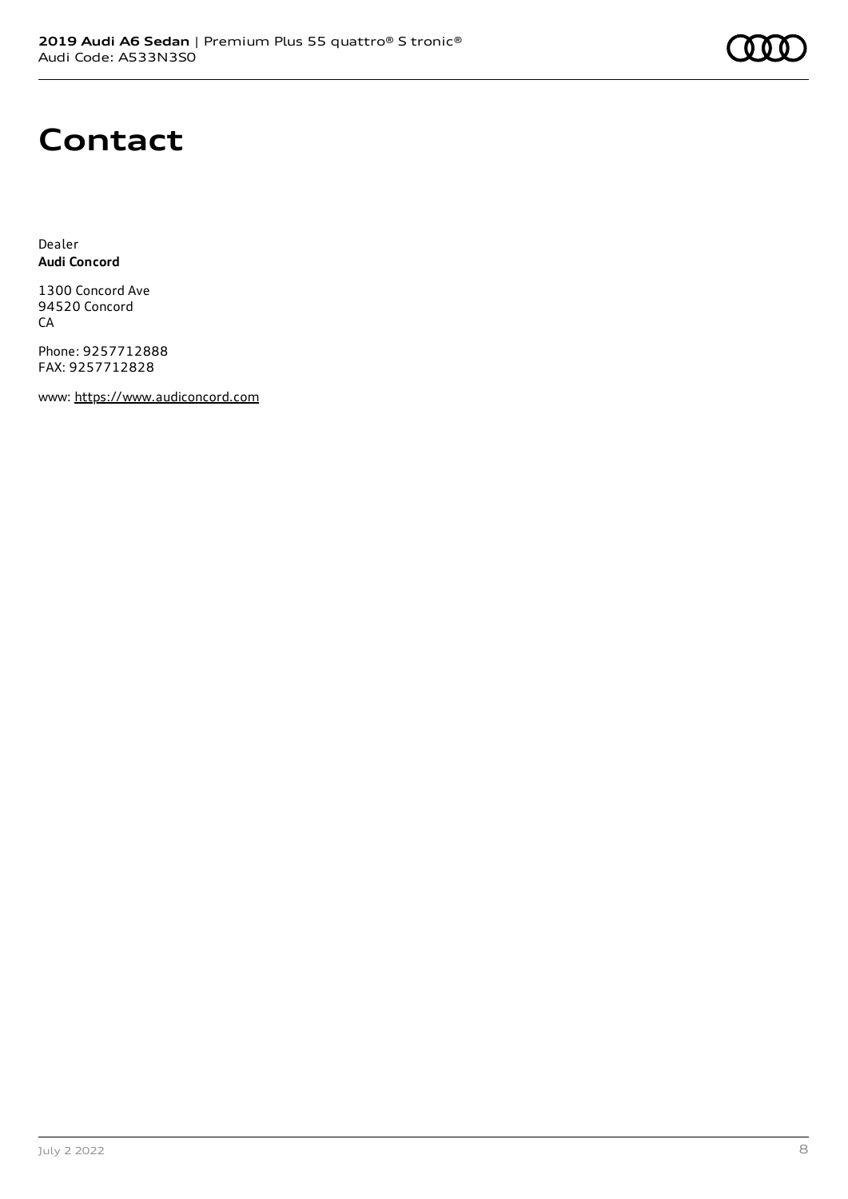# Contact

Dealer
**Audi Concord**

1300 Concord Ave
94520 Concord
CA

Phone: 9257712888
FAX: 9257712828

www: https://www.audiconcord.com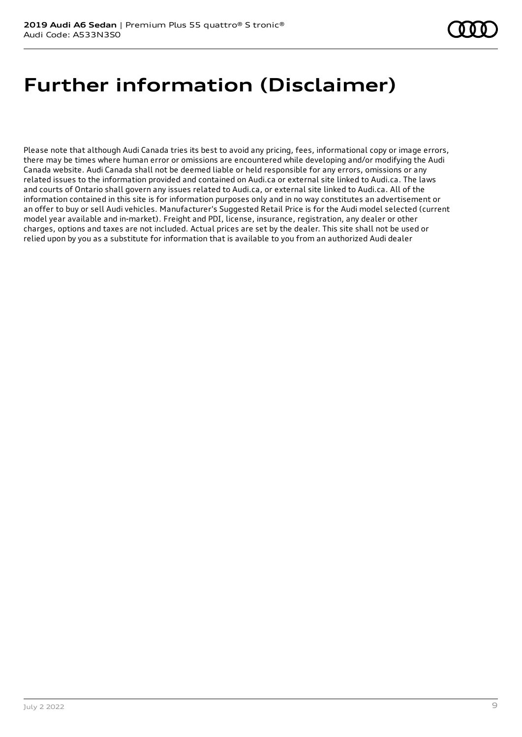# Further information (Disclaimer)

Please note that although Audi Canada tries its best to avoid any pricing, fees, informational copy or image errors, there may be times where human error or omissions are encountered while developing and/or modifying the Audi Canada website. Audi Canada shall not be deemed liable or held responsible for any errors, omissions or any related issues to the information provided and contained on Audi.ca or external site linked to Audi.ca. The laws and courts of Ontario shall govern any issues related to Audi.ca, or external site linked to Audi.ca. All of the information contained in this site is for information purposes only and in no way constitutes an advertisement or an offer to buy or sell Audi vehicles. Manufacturer's Suggested Retail Price is for the Audi model selected (current model year available and in-market). Freight and PDI, license, insurance, registration, any dealer or other charges, options and taxes are not included. Actual prices are set by the dealer. This site shall not be used or relied upon by you as a substitute for information that is available to you from an authorized Audi dealer